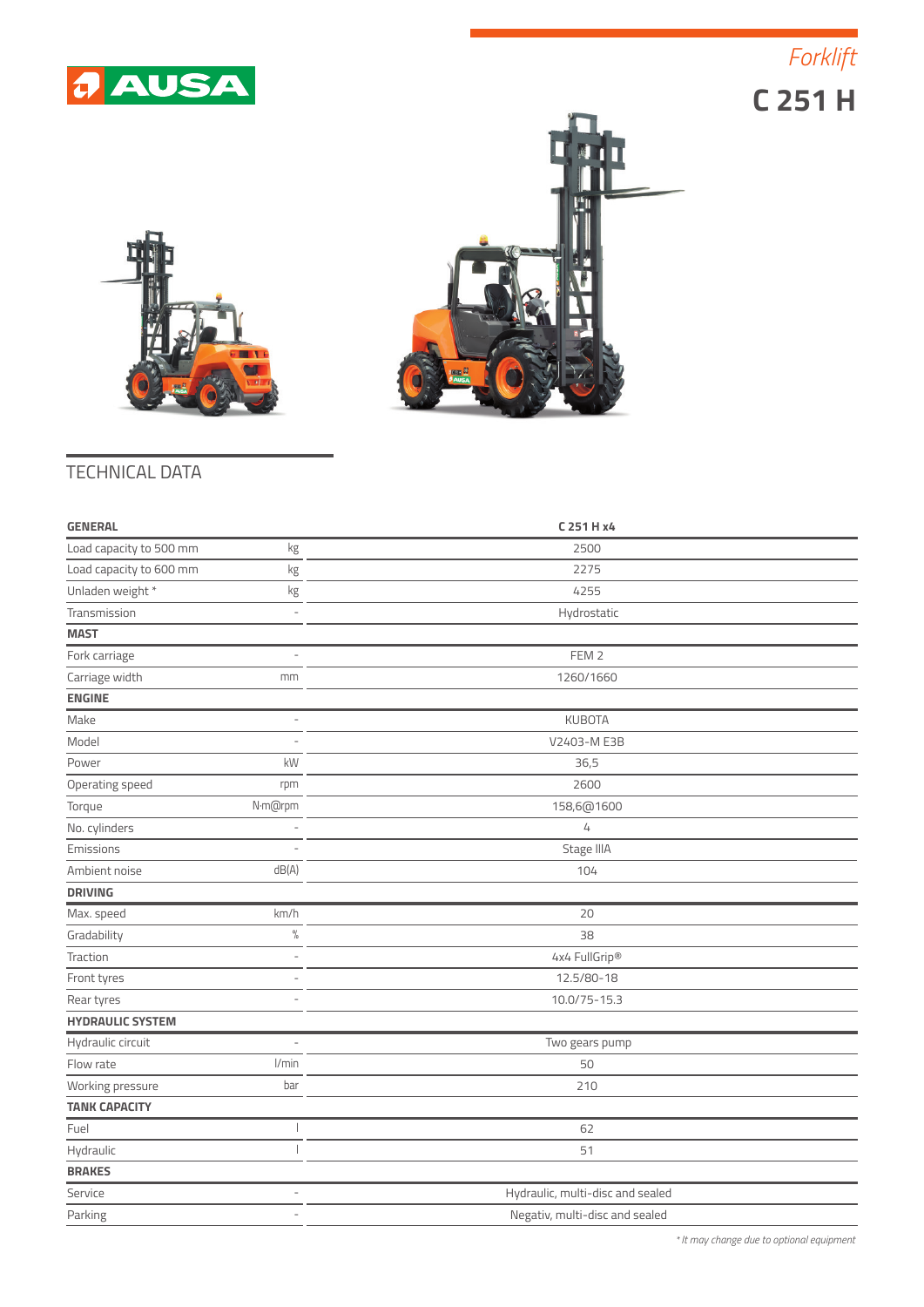AUSA

*Forklift*

# C 251 H

## TECHNICAL DATA

| GENERAL | | C 251 H x4 |
|---|---|---|
| Load capacity to 500 mm | kg | 2500 |
| Load capacity to 600 mm | kg | 2275 |
| Unladen weight * | kg | 4255 |
| Transmission | - | Hydrostatic |
| **MAST** | | |
| Fork carriage | - | FEM 2 |
| Carriage width | mm | 1260/1660 |
| **ENGINE** | | |
| Make | - | KUBOTA |
| Model | - | V2403-M E3B |
| Power | kW | 36,5 |
| Operating speed | rpm | 2600 |
| Torque | N·m@rpm | 158,6@1600 |
| No. cylinders | - | 4 |
| Emissions | - | Stage IIIA |
| Ambient noise | dB(A) | 104 |
| **DRIVING** | | |
| Max. speed | km/h | 20 |
| Gradability | % | 38 |
| Traction | - | 4x4 FullGrip® |
| Front tyres | - | 12.5/80-18 |
| Rear tyres | - | 10.0/75-15.3 |
| **HYDRAULIC SYSTEM** | | |
| Hydraulic circuit | - | Two gears pump |
| Flow rate | l/min | 50 |
| Working pressure | bar | 210 |
| **TANK CAPACITY** | | |
| Fuel | l | 62 |
| Hydraulic | l | 51 |
| **BRAKES** | | |
| Service | - | Hydraulic, multi-disc and sealed |
| Parking | - | Negativ, multi-disc and sealed |

*\* It may change due to optional equipment*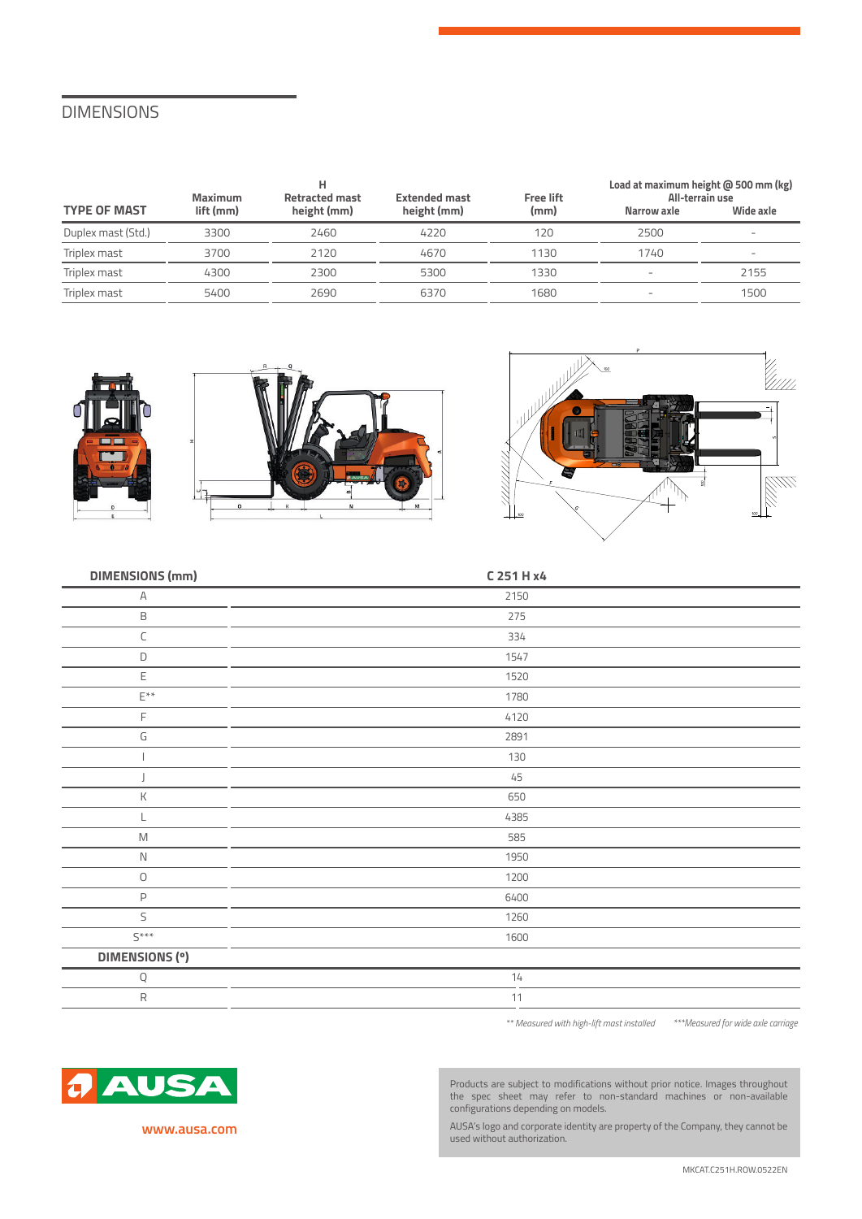## DIMENSIONS

| TYPE OF MAST | Maximum lift (mm) | H Retracted mast height (mm) | Extended mast height (mm) | Free lift (mm) | Load at maximum height @ 500 mm (kg) All-terrain use | |
|---|---|---|---|---|---|---|
| | | | | | Narrow axle | Wide axle |
| Duplex mast (Std.) | 3300 | 2460 | 4220 | 120 | 2500 | - |
| Triplex mast | 3700 | 2120 | 4670 | 1130 | 1740 | - |
| Triplex mast | 4300 | 2300 | 5300 | 1330 | - | 2155 |
| Triplex mast | 5400 | 2690 | 6370 | 1680 | - | 1500 |

| DIMENSIONS (mm) | C 251 H x4 |
|---|---|
| A | 2150 |
| B | 275 |
| C | 334 |
| D | 1547 |
| E | 1520 |
| E** | 1780 |
| F | 4120 |
| G | 2891 |
| I | 130 |
| J | 45 |
| K | 650 |
| L | 4385 |
| M | 585 |
| N | 1950 |
| O | 1200 |
| P | 6400 |
| S | 1260 |
| S*** | 1600 |
| **DIMENSIONS (°)** | |
| Q | 14 |
| R | 11 |

*\*\* Measured with high-lift mast installed* *\*\*\*Measured for wide axle carriage*

AUSA

www.ausa.com

Products are subject to modifications without prior notice. Images throughout the spec sheet may refer to non-standard machines or non-available configurations depending on models.

AUSA's logo and corporate identity are property of the Company, they cannot be used without authorization.

MKCAT.C251H.ROW.0522EN